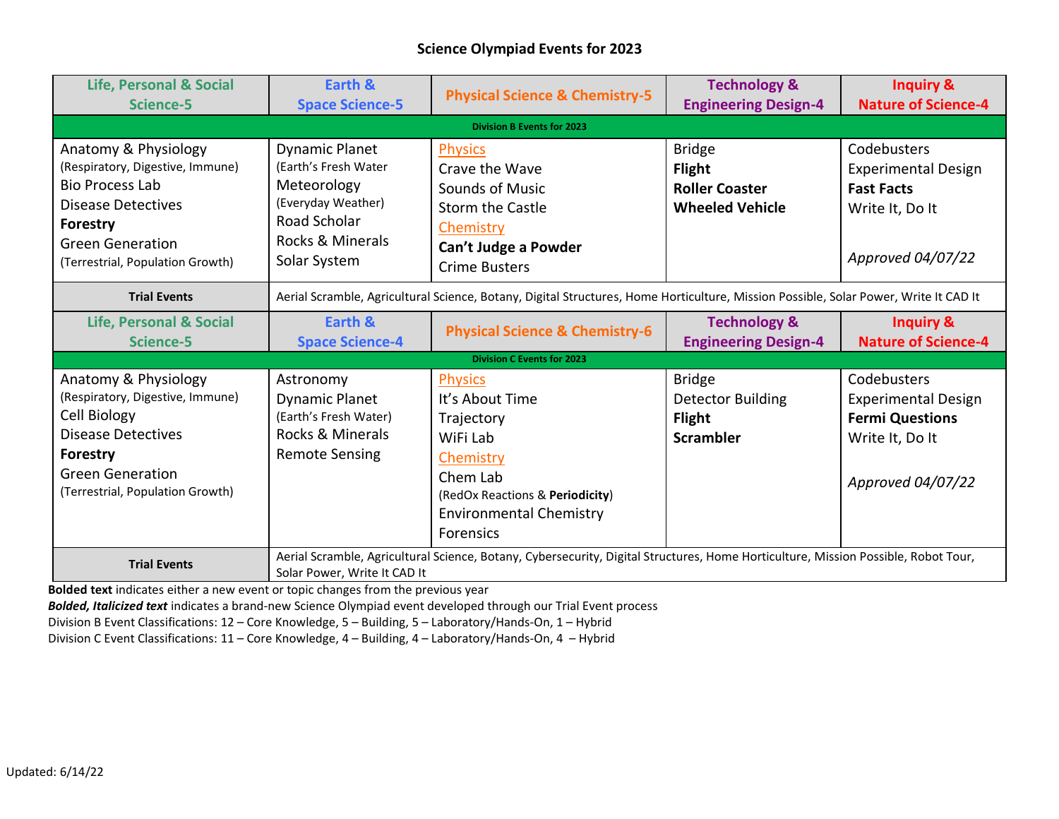# Science Olympiad Events for 2023

| Life, Personal & Social Science-5 | Earth & Space Science-5 | Physical Science & Chemistry-5 | Technology & Engineering Design-4 | Inquiry & Nature of Science-4 |
|---|---|---|---|---|
| **Division B Events for 2023** | | | | |
| Anatomy & Physiology (Respiratory, Digestive, Immune)<br>Bio Process Lab<br>Disease Detectives<br>**Forestry**<br>Green Generation (Terrestrial, Population Growth) | Dynamic Planet (Earth's Fresh Water<br>Meteorology (Everyday Weather)<br>Road Scholar<br>Rocks & Minerals<br>Solar System | Physics<br>Crave the Wave<br>Sounds of Music<br>Storm the Castle<br>Chemistry<br>**Can't Judge a Powder**<br>Crime Busters | Bridge<br>**Flight**<br>**Roller Coaster**<br>**Wheeled Vehicle** | Codebusters<br>Experimental Design<br>**Fast Facts**<br>Write It, Do It<br><br>*Approved 04/07/22* |
| **Trial Events** | Aerial Scramble, Agricultural Science, Botany, Digital Structures, Home Horticulture, Mission Possible, Solar Power, Write It CAD It | | | |
| **Life, Personal & Social Science-5** | **Earth & Space Science-4** | **Physical Science & Chemistry-6** | **Technology & Engineering Design-4** | **Inquiry & Nature of Science-4** |
| **Division C Events for 2023** | | | | |
| Anatomy & Physiology (Respiratory, Digestive, Immune)<br>Cell Biology<br>Disease Detectives<br>**Forestry**<br>Green Generation (Terrestrial, Population Growth) | Astronomy<br>Dynamic Planet (Earth's Fresh Water)<br>Rocks & Minerals<br>Remote Sensing | Physics<br>It's About Time<br>Trajectory<br>WiFi Lab<br>Chemistry<br>Chem Lab (RedOx Reactions & **Periodicity**)<br>Environmental Chemistry<br>Forensics | Bridge<br>Detector Building<br>**Flight**<br>**Scrambler** | Codebusters<br>Experimental Design<br>**Fermi Questions**<br>Write It, Do It<br><br>*Approved 04/07/22* |
| **Trial Events** | Aerial Scramble, Agricultural Science, Botany, Cybersecurity, Digital Structures, Home Horticulture, Mission Possible, Robot Tour, Solar Power, Write It CAD It | | | |

**Bolded text** indicates either a new event or topic changes from the previous year

***Bolded, Italicized text*** indicates a brand-new Science Olympiad event developed through our Trial Event process

Division B Event Classifications: 12 – Core Knowledge, 5 – Building, 5 – Laboratory/Hands-On, 1 – Hybrid

Division C Event Classifications: 11 – Core Knowledge, 4 – Building, 4 – Laboratory/Hands-On, 4 – Hybrid

Updated: 6/14/22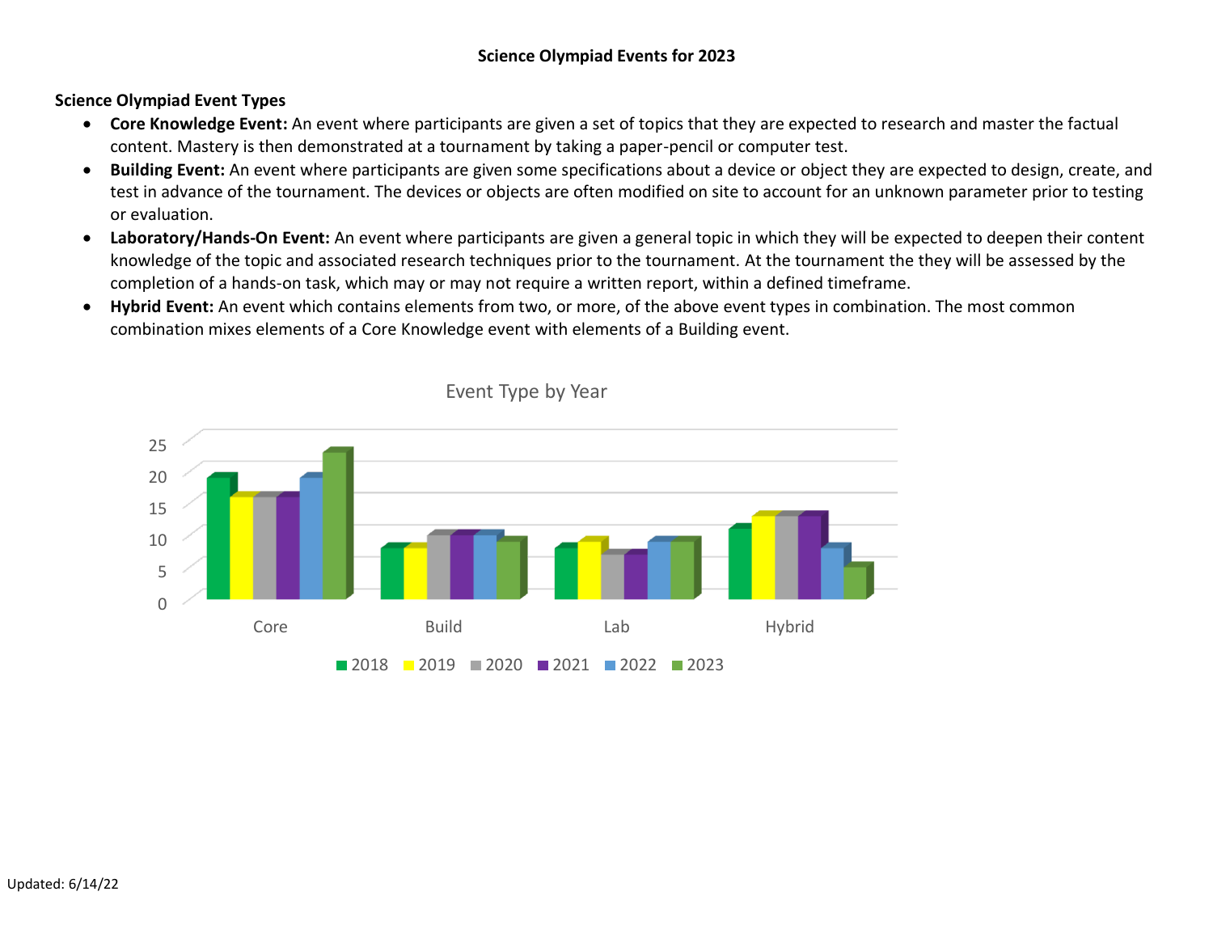**Science Olympiad Events for 2023**

**Science Olympiad Event Types**

- **Core Knowledge Event:** An event where participants are given a set of topics that they are expected to research and master the factual content. Mastery is then demonstrated at a tournament by taking a paper-pencil or computer test.
- **Building Event:** An event where participants are given some specifications about a device or object they are expected to design, create, and test in advance of the tournament. The devices or objects are often modified on site to account for an unknown parameter prior to testing or evaluation.
- **Laboratory/Hands-On Event:** An event where participants are given a general topic in which they will be expected to deepen their content knowledge of the topic and associated research techniques prior to the tournament. At the tournament the they will be assessed by the completion of a hands-on task, which may or may not require a written report, within a defined timeframe.
- **Hybrid Event:** An event which contains elements from two, or more, of the above event types in combination. The most common combination mixes elements of a Core Knowledge event with elements of a Building event.

Event Type by Year

25
20
15
10
5
0

Core
Build
Lab
Hybrid

2018 2019 2020 2021 2022 2023

Updated: 6/14/22